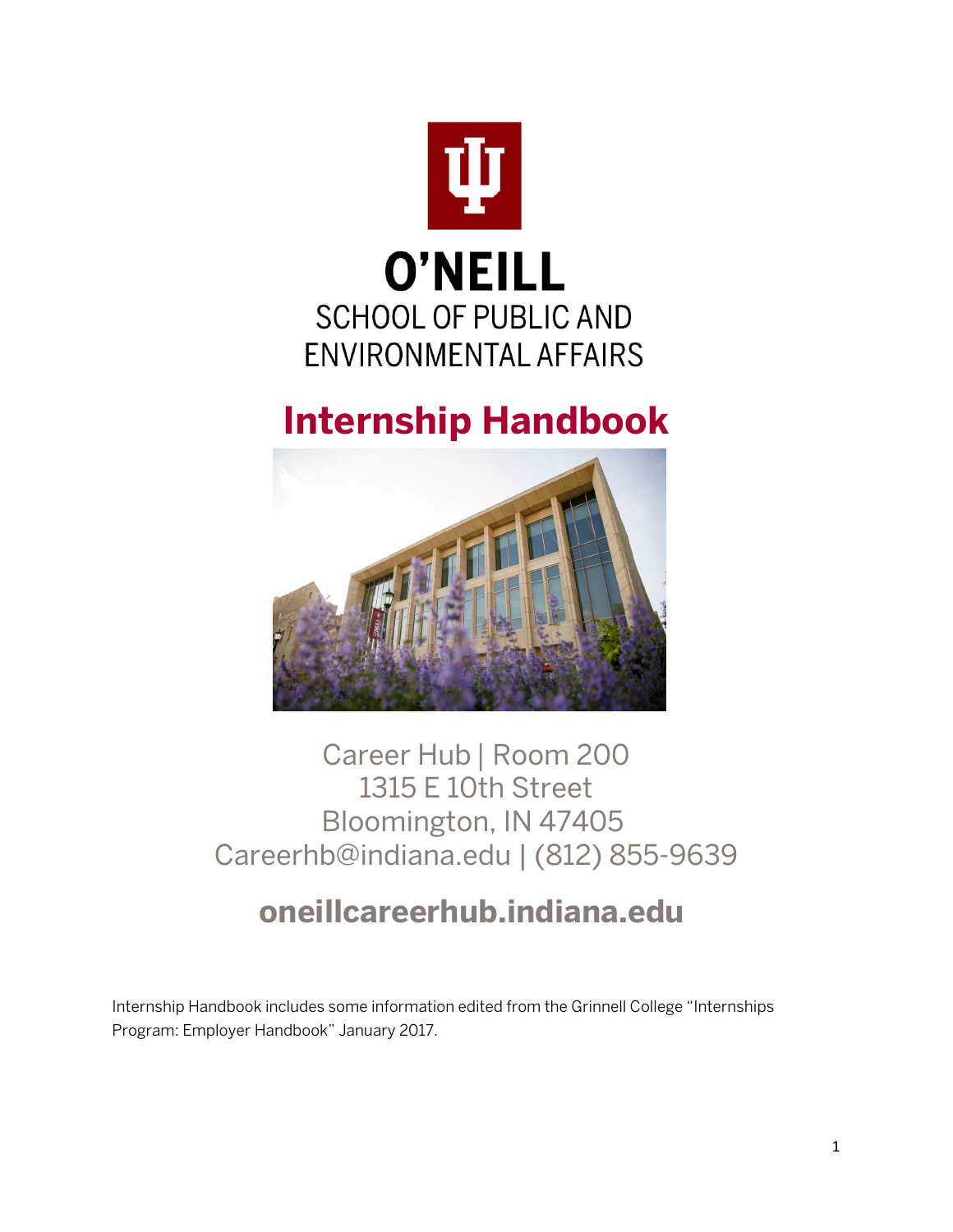# O'NEILL

SCHOOL OF PUBLIC AND ENVIRONMENTAL AFFAIRS

# Internship Handbook

Career Hub | Room 200
1315 E 10th Street
Bloomington, IN 47405
Careerhb@indiana.edu | (812) 855-9639

## oneillcareerhub.indiana.edu

Internship Handbook includes some information edited from the Grinnell College "Internships Program: Employer Handbook" January 2017.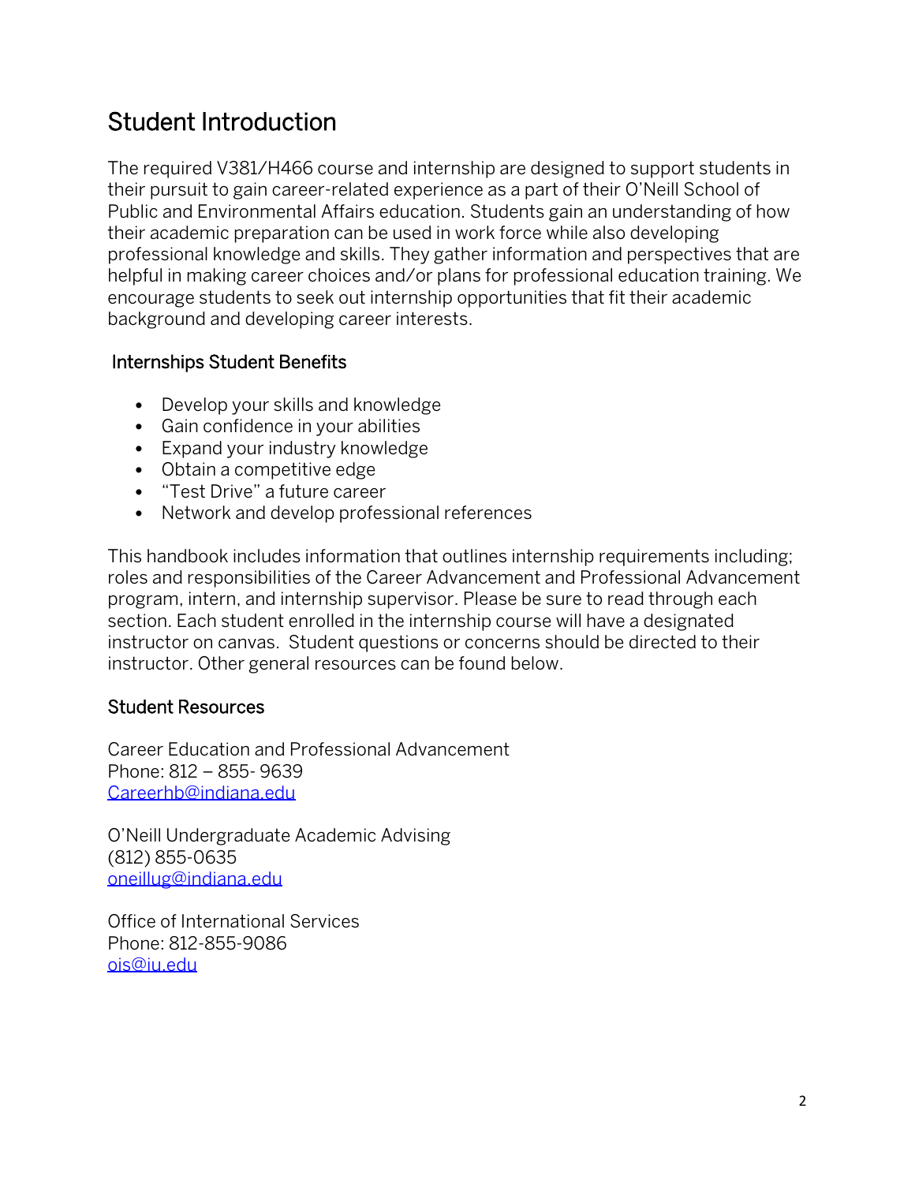# Student Introduction

The required V381/H466 course and internship are designed to support students in their pursuit to gain career-related experience as a part of their O'Neill School of Public and Environmental Affairs education. Students gain an understanding of how their academic preparation can be used in work force while also developing professional knowledge and skills. They gather information and perspectives that are helpful in making career choices and/or plans for professional education training. We encourage students to seek out internship opportunities that fit their academic background and developing career interests.

## Internships Student Benefits

- Develop your skills and knowledge
- Gain confidence in your abilities
- Expand your industry knowledge
- Obtain a competitive edge
- "Test Drive" a future career
- Network and develop professional references

This handbook includes information that outlines internship requirements including; roles and responsibilities of the Career Advancement and Professional Advancement program, intern, and internship supervisor. Please be sure to read through each section. Each student enrolled in the internship course will have a designated instructor on canvas. Student questions or concerns should be directed to their instructor. Other general resources can be found below.

## Student Resources

Career Education and Professional Advancement
Phone: 812 – 855- 9639
Careerhb@indiana.edu

O'Neill Undergraduate Academic Advising
(812) 855-0635
oneillug@indiana.edu

Office of International Services
Phone: 812-855-9086
ois@iu.edu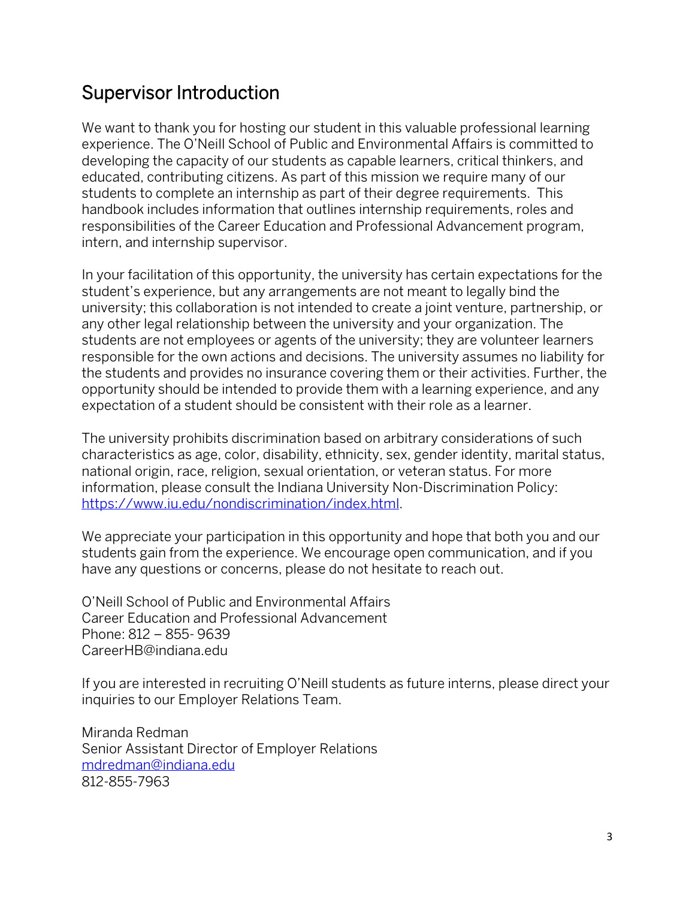## Supervisor Introduction

We want to thank you for hosting our student in this valuable professional learning experience. The O'Neill School of Public and Environmental Affairs is committed to developing the capacity of our students as capable learners, critical thinkers, and educated, contributing citizens. As part of this mission we require many of our students to complete an internship as part of their degree requirements.  This handbook includes information that outlines internship requirements, roles and responsibilities of the Career Education and Professional Advancement program, intern, and internship supervisor.

In your facilitation of this opportunity, the university has certain expectations for the student's experience, but any arrangements are not meant to legally bind the university; this collaboration is not intended to create a joint venture, partnership, or any other legal relationship between the university and your organization. The students are not employees or agents of the university; they are volunteer learners responsible for the own actions and decisions. The university assumes no liability for the students and provides no insurance covering them or their activities. Further, the opportunity should be intended to provide them with a learning experience, and any expectation of a student should be consistent with their role as a learner.

The university prohibits discrimination based on arbitrary considerations of such characteristics as age, color, disability, ethnicity, sex, gender identity, marital status, national origin, race, religion, sexual orientation, or veteran status. For more information, please consult the Indiana University Non-Discrimination Policy: [https://www.iu.edu/nondiscrimination/index.html](https://www.iu.edu/nondiscrimination/index.html).

We appreciate your participation in this opportunity and hope that both you and our students gain from the experience. We encourage open communication, and if you have any questions or concerns, please do not hesitate to reach out.

O'Neill School of Public and Environmental Affairs
Career Education and Professional Advancement
Phone: 812 – 855- 9639
CareerHB@indiana.edu

If you are interested in recruiting O'Neill students as future interns, please direct your inquiries to our Employer Relations Team.

Miranda Redman
Senior Assistant Director of Employer Relations
[mdredman@indiana.edu](mailto:mdredman@indiana.edu)
812-855-7963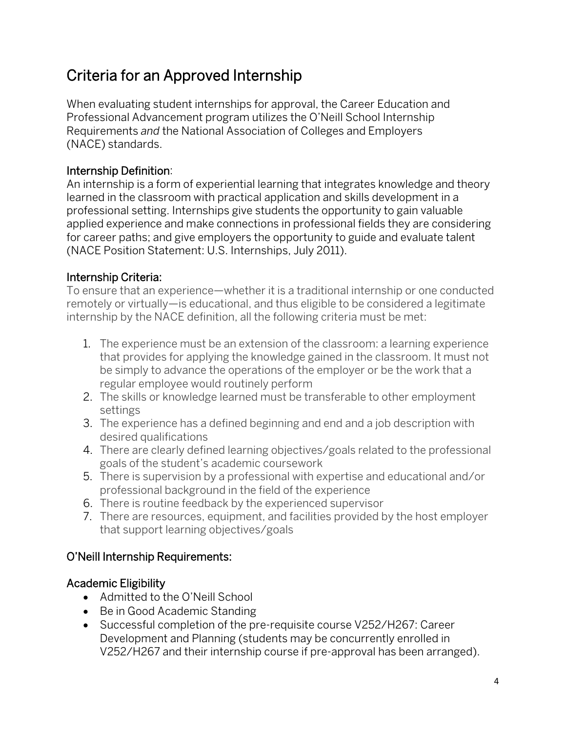# Criteria for an Approved Internship

When evaluating student internships for approval, the Career Education and Professional Advancement program utilizes the O'Neill School Internship Requirements *and* the National Association of Colleges and Employers (NACE) standards.

## Internship Definition:

An internship is a form of experiential learning that integrates knowledge and theory learned in the classroom with practical application and skills development in a professional setting. Internships give students the opportunity to gain valuable applied experience and make connections in professional fields they are considering for career paths; and give employers the opportunity to guide and evaluate talent (NACE Position Statement: U.S. Internships, July 2011).

## Internship Criteria:

To ensure that an experience—whether it is a traditional internship or one conducted remotely or virtually—is educational, and thus eligible to be considered a legitimate internship by the NACE definition, all the following criteria must be met:

1. The experience must be an extension of the classroom: a learning experience that provides for applying the knowledge gained in the classroom. It must not be simply to advance the operations of the employer or be the work that a regular employee would routinely perform
2. The skills or knowledge learned must be transferable to other employment settings
3. The experience has a defined beginning and end and a job description with desired qualifications
4. There are clearly defined learning objectives/goals related to the professional goals of the student's academic coursework
5. There is supervision by a professional with expertise and educational and/or professional background in the field of the experience
6. There is routine feedback by the experienced supervisor
7. There are resources, equipment, and facilities provided by the host employer that support learning objectives/goals

## O'Neill Internship Requirements:

### Academic Eligibility

- Admitted to the O'Neill School
- Be in Good Academic Standing
- Successful completion of the pre-requisite course V252/H267: Career Development and Planning (students may be concurrently enrolled in V252/H267 and their internship course if pre-approval has been arranged).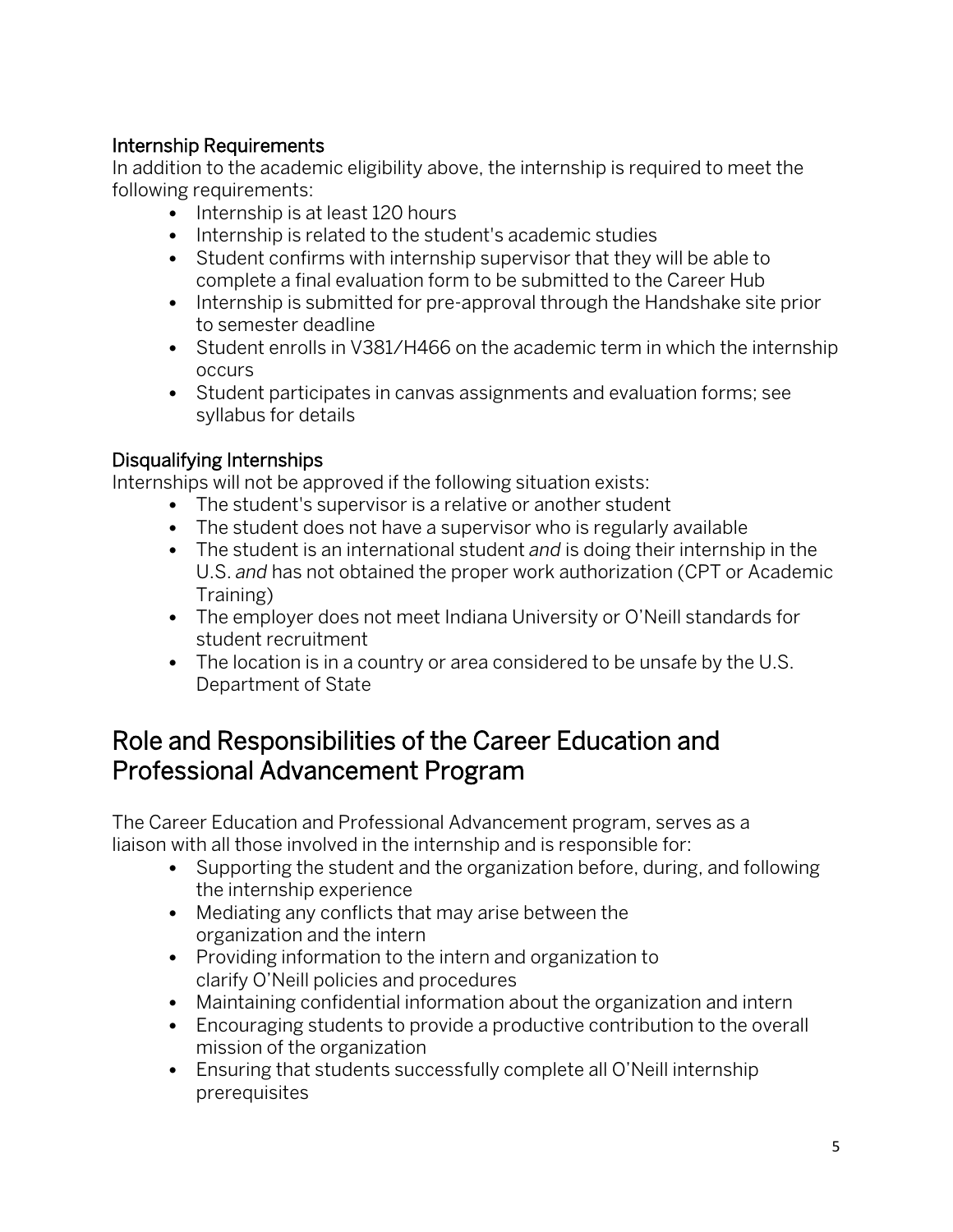### Internship Requirements

In addition to the academic eligibility above, the internship is required to meet the following requirements:

- Internship is at least 120 hours
- Internship is related to the student's academic studies
- Student confirms with internship supervisor that they will be able to complete a final evaluation form to be submitted to the Career Hub
- Internship is submitted for pre-approval through the Handshake site prior to semester deadline
- Student enrolls in V381/H466 on the academic term in which the internship occurs
- Student participates in canvas assignments and evaluation forms; see syllabus for details

### Disqualifying Internships

Internships will not be approved if the following situation exists:

- The student's supervisor is a relative or another student
- The student does not have a supervisor who is regularly available
- The student is an international student *and* is doing their internship in the U.S. *and* has not obtained the proper work authorization (CPT or Academic Training)
- The employer does not meet Indiana University or O'Neill standards for student recruitment
- The location is in a country or area considered to be unsafe by the U.S. Department of State

## Role and Responsibilities of the Career Education and Professional Advancement Program

The Career Education and Professional Advancement program, serves as a liaison with all those involved in the internship and is responsible for:

- Supporting the student and the organization before, during, and following the internship experience
- Mediating any conflicts that may arise between the organization and the intern
- Providing information to the intern and organization to clarify O'Neill policies and procedures
- Maintaining confidential information about the organization and intern
- Encouraging students to provide a productive contribution to the overall mission of the organization
- Ensuring that students successfully complete all O'Neill internship prerequisites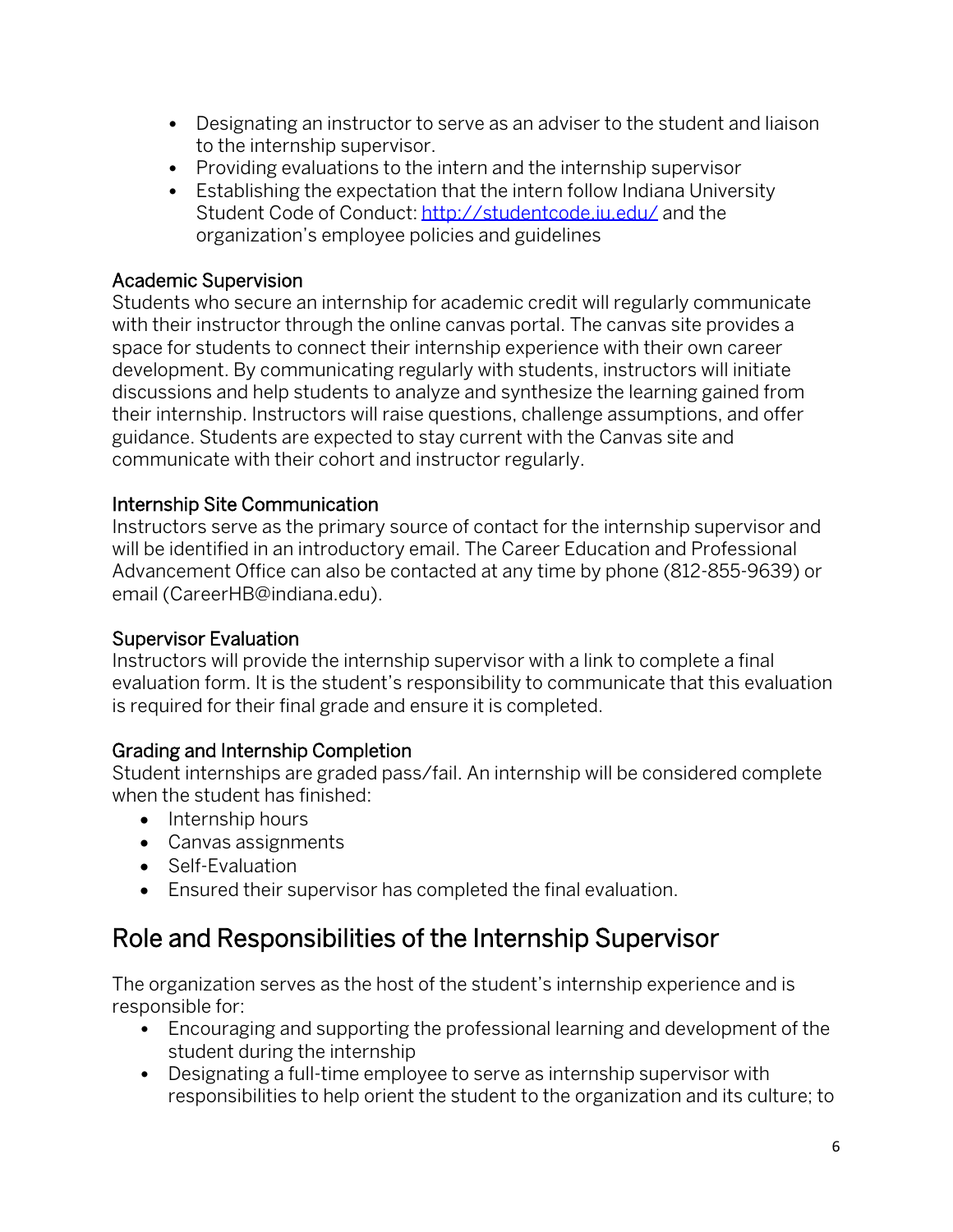- Designating an instructor to serve as an adviser to the student and liaison to the internship supervisor.
- Providing evaluations to the intern and the internship supervisor
- Establishing the expectation that the intern follow Indiana University Student Code of Conduct: http://studentcode.iu.edu/ and the organization's employee policies and guidelines

### Academic Supervision

Students who secure an internship for academic credit will regularly communicate with their instructor through the online canvas portal. The canvas site provides a space for students to connect their internship experience with their own career development. By communicating regularly with students, instructors will initiate discussions and help students to analyze and synthesize the learning gained from their internship. Instructors will raise questions, challenge assumptions, and offer guidance. Students are expected to stay current with the Canvas site and communicate with their cohort and instructor regularly.

### Internship Site Communication

Instructors serve as the primary source of contact for the internship supervisor and will be identified in an introductory email. The Career Education and Professional Advancement Office can also be contacted at any time by phone (812-855-9639) or email (CareerHB@indiana.edu).

### Supervisor Evaluation

Instructors will provide the internship supervisor with a link to complete a final evaluation form. It is the student's responsibility to communicate that this evaluation is required for their final grade and ensure it is completed.

### Grading and Internship Completion

Student internships are graded pass/fail. An internship will be considered complete when the student has finished:

- Internship hours
- Canvas assignments
- Self-Evaluation
- Ensured their supervisor has completed the final evaluation.

## Role and Responsibilities of the Internship Supervisor

The organization serves as the host of the student's internship experience and is responsible for:

- Encouraging and supporting the professional learning and development of the student during the internship
- Designating a full-time employee to serve as internship supervisor with responsibilities to help orient the student to the organization and its culture; to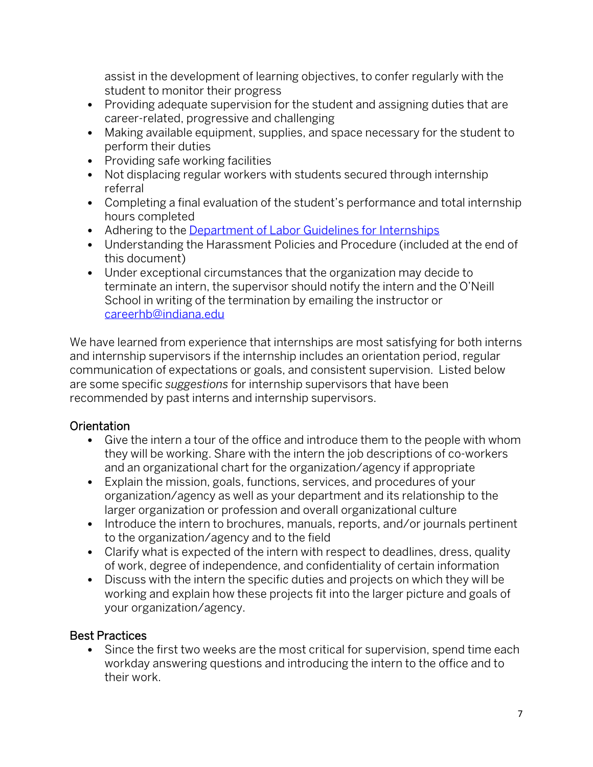assist in the development of learning objectives, to confer regularly with the student to monitor their progress

- Providing adequate supervision for the student and assigning duties that are career-related, progressive and challenging
- Making available equipment, supplies, and space necessary for the student to perform their duties
- Providing safe working facilities
- Not displacing regular workers with students secured through internship referral
- Completing a final evaluation of the student's performance and total internship hours completed
- Adhering to the [Department of Labor Guidelines for Internships]
- Understanding the Harassment Policies and Procedure (included at the end of this document)
- Under exceptional circumstances that the organization may decide to terminate an intern, the supervisor should notify the intern and the O'Neill School in writing of the termination by emailing the instructor or careerhb@indiana.edu

We have learned from experience that internships are most satisfying for both interns and internship supervisors if the internship includes an orientation period, regular communication of expectations or goals, and consistent supervision. Listed below are some specific *suggestions* for internship supervisors that have been recommended by past interns and internship supervisors.

## Orientation

- Give the intern a tour of the office and introduce them to the people with whom they will be working. Share with the intern the job descriptions of co-workers and an organizational chart for the organization/agency if appropriate
- Explain the mission, goals, functions, services, and procedures of your organization/agency as well as your department and its relationship to the larger organization or profession and overall organizational culture
- Introduce the intern to brochures, manuals, reports, and/or journals pertinent to the organization/agency and to the field
- Clarify what is expected of the intern with respect to deadlines, dress, quality of work, degree of independence, and confidentiality of certain information
- Discuss with the intern the specific duties and projects on which they will be working and explain how these projects fit into the larger picture and goals of your organization/agency.

## Best Practices

- Since the first two weeks are the most critical for supervision, spend time each workday answering questions and introducing the intern to the office and to their work.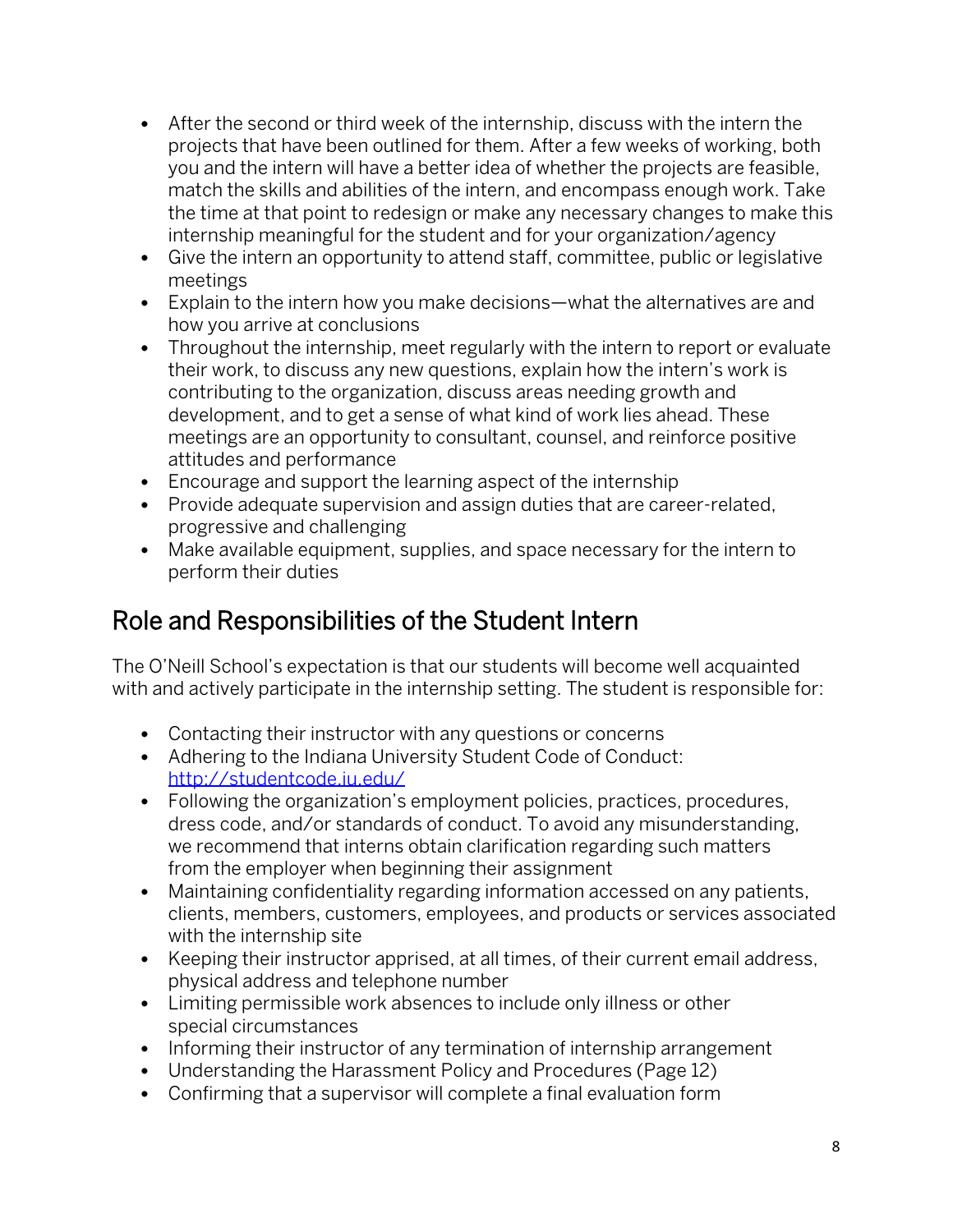- After the second or third week of the internship, discuss with the intern the projects that have been outlined for them. After a few weeks of working, both you and the intern will have a better idea of whether the projects are feasible, match the skills and abilities of the intern, and encompass enough work. Take the time at that point to redesign or make any necessary changes to make this internship meaningful for the student and for your organization/agency
- Give the intern an opportunity to attend staff, committee, public or legislative meetings
- Explain to the intern how you make decisions—what the alternatives are and how you arrive at conclusions
- Throughout the internship, meet regularly with the intern to report or evaluate their work, to discuss any new questions, explain how the intern's work is contributing to the organization, discuss areas needing growth and development, and to get a sense of what kind of work lies ahead. These meetings are an opportunity to consultant, counsel, and reinforce positive attitudes and performance
- Encourage and support the learning aspect of the internship
- Provide adequate supervision and assign duties that are career-related, progressive and challenging
- Make available equipment, supplies, and space necessary for the intern to perform their duties

## Role and Responsibilities of the Student Intern

The O'Neill School's expectation is that our students will become well acquainted with and actively participate in the internship setting. The student is responsible for:

- Contacting their instructor with any questions or concerns
- Adhering to the Indiana University Student Code of Conduct: [http://studentcode.iu.edu/](http://studentcode.iu.edu/)
- Following the organization's employment policies, practices, procedures, dress code, and/or standards of conduct. To avoid any misunderstanding, we recommend that interns obtain clarification regarding such matters from the employer when beginning their assignment
- Maintaining confidentiality regarding information accessed on any patients, clients, members, customers, employees, and products or services associated with the internship site
- Keeping their instructor apprised, at all times, of their current email address, physical address and telephone number
- Limiting permissible work absences to include only illness or other special circumstances
- Informing their instructor of any termination of internship arrangement
- Understanding the Harassment Policy and Procedures (Page 12)
- Confirming that a supervisor will complete a final evaluation form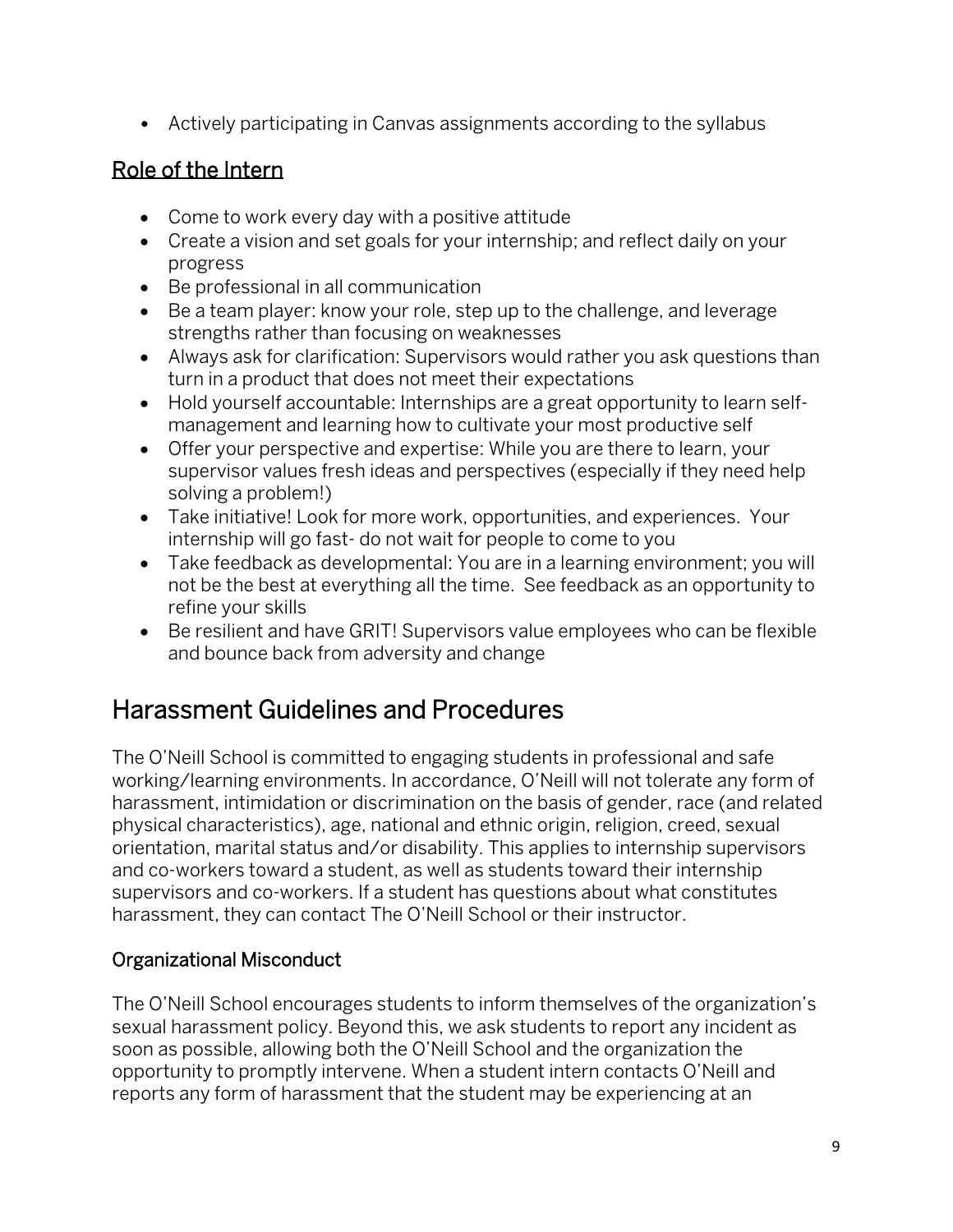- Actively participating in Canvas assignments according to the syllabus

## Role of the Intern

- Come to work every day with a positive attitude
- Create a vision and set goals for your internship; and reflect daily on your progress
- Be professional in all communication
- Be a team player: know your role, step up to the challenge, and leverage strengths rather than focusing on weaknesses
- Always ask for clarification: Supervisors would rather you ask questions than turn in a product that does not meet their expectations
- Hold yourself accountable: Internships are a great opportunity to learn self-management and learning how to cultivate your most productive self
- Offer your perspective and expertise: While you are there to learn, your supervisor values fresh ideas and perspectives (especially if they need help solving a problem!)
- Take initiative! Look for more work, opportunities, and experiences. Your internship will go fast- do not wait for people to come to you
- Take feedback as developmental: You are in a learning environment; you will not be the best at everything all the time. See feedback as an opportunity to refine your skills
- Be resilient and have GRIT! Supervisors value employees who can be flexible and bounce back from adversity and change

# Harassment Guidelines and Procedures

The O'Neill School is committed to engaging students in professional and safe working/learning environments. In accordance, O'Neill will not tolerate any form of harassment, intimidation or discrimination on the basis of gender, race (and related physical characteristics), age, national and ethnic origin, religion, creed, sexual orientation, marital status and/or disability. This applies to internship supervisors and co-workers toward a student, as well as students toward their internship supervisors and co-workers. If a student has questions about what constitutes harassment, they can contact The O'Neill School or their instructor.

### Organizational Misconduct

The O'Neill School encourages students to inform themselves of the organization's sexual harassment policy. Beyond this, we ask students to report any incident as soon as possible, allowing both the O'Neill School and the organization the opportunity to promptly intervene. When a student intern contacts O'Neill and reports any form of harassment that the student may be experiencing at an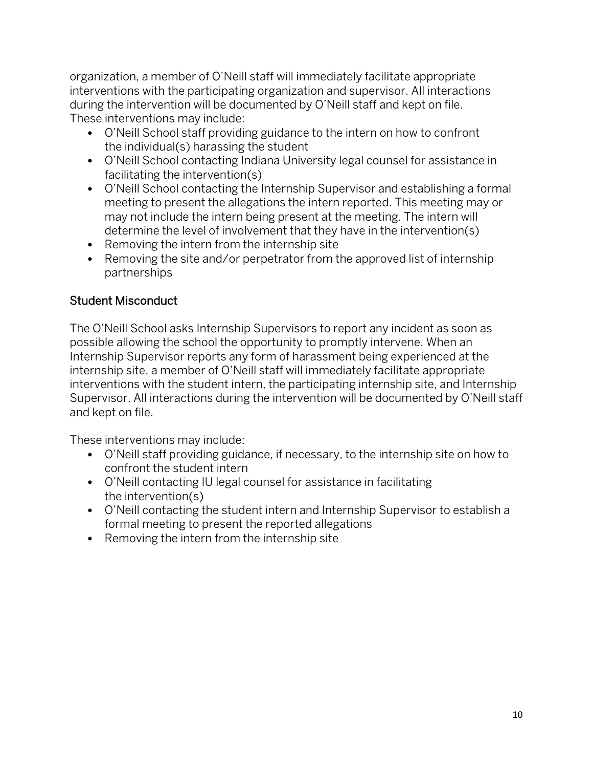organization, a member of O'Neill staff will immediately facilitate appropriate interventions with the participating organization and supervisor. All interactions during the intervention will be documented by O'Neill staff and kept on file.
These interventions may include:

- O'Neill School staff providing guidance to the intern on how to confront the individual(s) harassing the student
- O'Neill School contacting Indiana University legal counsel for assistance in facilitating the intervention(s)
- O'Neill School contacting the Internship Supervisor and establishing a formal meeting to present the allegations the intern reported. This meeting may or may not include the intern being present at the meeting. The intern will determine the level of involvement that they have in the intervention(s)
- Removing the intern from the internship site
- Removing the site and/or perpetrator from the approved list of internship partnerships

## Student Misconduct

The O'Neill School asks Internship Supervisors to report any incident as soon as possible allowing the school the opportunity to promptly intervene. When an Internship Supervisor reports any form of harassment being experienced at the internship site, a member of O'Neill staff will immediately facilitate appropriate interventions with the student intern, the participating internship site, and Internship Supervisor. All interactions during the intervention will be documented by O'Neill staff and kept on file.

These interventions may include:

- O'Neill staff providing guidance, if necessary, to the internship site on how to confront the student intern
- O'Neill contacting IU legal counsel for assistance in facilitating the intervention(s)
- O'Neill contacting the student intern and Internship Supervisor to establish a formal meeting to present the reported allegations
- Removing the intern from the internship site